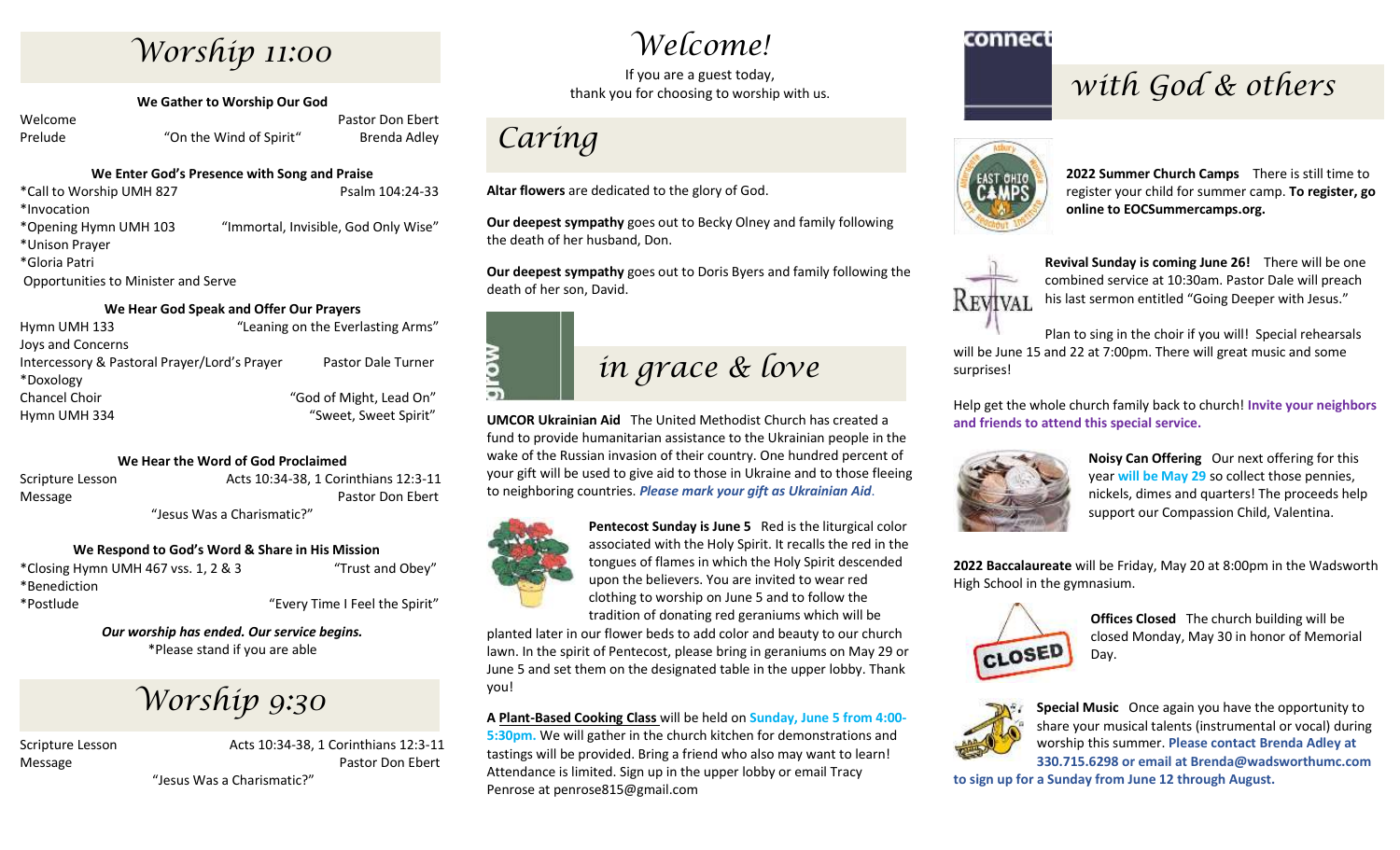# Worship 11:00

### We Gather to Worship Our God

Welcome — Pastor Don Ebert
Prelude — "On the Wind of Spirit" — Brenda Adley

### We Enter God's Presence with Song and Praise

*Call to Worship UMH 827 — Psalm 104:24-33
*Invocation
*Opening Hymn UMH 103 — "Immortal, Invisible, God Only Wise"
*Unison Prayer
*Gloria Patri
Opportunities to Minister and Serve

### We Hear God Speak and Offer Our Prayers

Hymn UMH 133 — "Leaning on the Everlasting Arms"
Joys and Concerns
Intercessory & Pastoral Prayer/Lord's Prayer — Pastor Dale Turner
*Doxology
Chancel Choir — "God of Might, Lead On"
Hymn UMH 334 — "Sweet, Sweet Spirit"

### We Hear the Word of God Proclaimed

Scripture Lesson — Acts 10:34-38, 1 Corinthians 12:3-11
Message — Pastor Don Ebert
"Jesus Was a Charismatic?"

### We Respond to God's Word & Share in His Mission

*Closing Hymn UMH 467 vss. 1, 2 & 3 — "Trust and Obey"
*Benediction
*Postlude — "Every Time I Feel the Spirit"

***Our worship has ended. Our service begins.***
*Please stand if you are able

# Worship 9:30

Scripture Lesson — Acts 10:34-38, 1 Corinthians 12:3-11
Message — Pastor Don Ebert
"Jesus Was a Charismatic?"

# Welcome!

If you are a guest today,
thank you for choosing to worship with us.

## Caring

**Altar flowers** are dedicated to the glory of God.

**Our deepest sympathy** goes out to Becky Olney and family following the death of her husband, Don.

**Our deepest sympathy** goes out to Doris Byers and family following the death of her son, David.

## grow in grace & love

**UMCOR Ukrainian Aid** The United Methodist Church has created a fund to provide humanitarian assistance to the Ukrainian people in the wake of the Russian invasion of their country. One hundred percent of your gift will be used to give aid to those in Ukraine and to those fleeing to neighboring countries. ***Please mark your gift as Ukrainian Aid***.

**Pentecost Sunday is June 5** Red is the liturgical color associated with the Holy Spirit. It recalls the red in the tongues of flames in which the Holy Spirit descended upon the believers. You are invited to wear red clothing to worship on June 5 and to follow the tradition of donating red geraniums which will be planted later in our flower beds to add color and beauty to our church lawn. In the spirit of Pentecost, please bring in geraniums on May 29 or June 5 and set them on the designated table in the upper lobby. Thank you!

**A Plant-Based Cooking Class** will be held on **Sunday, June 5 from 4:00-5:30pm.** We will gather in the church kitchen for demonstrations and tastings will be provided. Bring a friend who also may want to learn! Attendance is limited. Sign up in the upper lobby or email Tracy Penrose at penrose815@gmail.com

## connect with God & others

**2022 Summer Church Camps** There is still time to register your child for summer camp. **To register, go online to EOCSummercamps.org.**

**Revival Sunday is coming June 26!** There will be one combined service at 10:30am. Pastor Dale will preach his last sermon entitled "Going Deeper with Jesus."

Plan to sing in the choir if you will! Special rehearsals will be June 15 and 22 at 7:00pm. There will great music and some surprises!

Help get the whole church family back to church! **Invite your neighbors and friends to attend this special service.**

**Noisy Can Offering** Our next offering for this year **will be May 29** so collect those pennies, nickels, dimes and quarters! The proceeds help support our Compassion Child, Valentina.

**2022 Baccalaureate** will be Friday, May 20 at 8:00pm in the Wadsworth High School in the gymnasium.

**Offices Closed** The church building will be closed Monday, May 30 in honor of Memorial Day.

**Special Music** Once again you have the opportunity to share your musical talents (instrumental or vocal) during worship this summer. **Please contact Brenda Adley at 330.715.6298 or email at Brenda@wadsworthumc.com to sign up for a Sunday from June 12 through August.**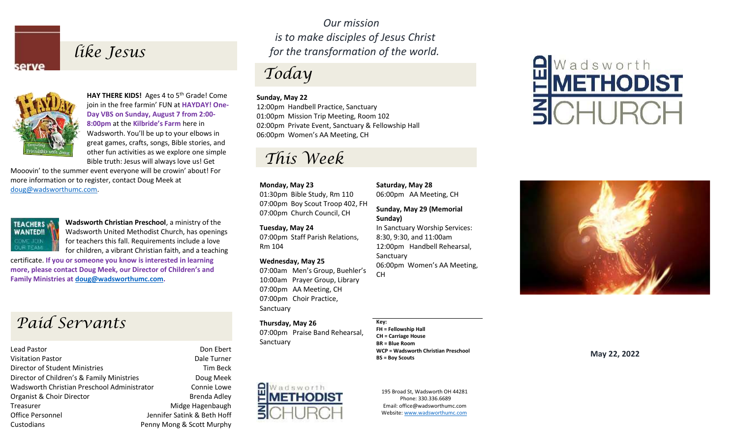serve

## *like Jesus*

**HAY THERE KIDS!** Ages 4 to 5th Grade! Come join in the free farmin' FUN at **HAYDAY! One-Day VBS on Sunday, August 7 from 2:00-8:00pm** at the **Kilbride's Farm** here in Wadsworth. You'll be up to your elbows in great games, crafts, songs, Bible stories, and other fun activities as we explore one simple Bible truth: Jesus will always love us! Get Mooovin' to the summer event everyone will be crowin' about! For more information or to register, contact Doug Meek at doug@wadsworthumc.com.

**Wadsworth Christian Preschool**, a ministry of the Wadsworth United Methodist Church, has openings for teachers this fall. Requirements include a love for children, a vibrant Christian faith, and a teaching certificate. **If you or someone you know is interested in learning more, please contact Doug Meek, our Director of Children's and Family Ministries at doug@wadsworthumc.com.**

## *Paid Servants*

| | |
|---|---|
| Lead Pastor | Don Ebert |
| Visitation Pastor | Dale Turner |
| Director of Student Ministries | Tim Beck |
| Director of Children's & Family Ministries | Doug Meek |
| Wadsworth Christian Preschool Administrator | Connie Lowe |
| Organist & Choir Director | Brenda Adley |
| Treasurer | Midge Hagenbaugh |
| Office Personnel | Jennifer Satink & Beth Hoff |
| Custodians | Penny Mong & Scott Murphy |

*Our mission is to make disciples of Jesus Christ for the transformation of the world.*

## *Today*

**Sunday, May 22**
12:00pm Handbell Practice, Sanctuary
01:00pm Mission Trip Meeting, Room 102
02:00pm Private Event, Sanctuary & Fellowship Hall
06:00pm Women's AA Meeting, CH

## *This Week*

**Monday, May 23**
01:30pm Bible Study, Rm 110
07:00pm Boy Scout Troop 402, FH
07:00pm Church Council, CH

**Tuesday, May 24**
07:00pm Staff Parish Relations, Rm 104

**Wednesday, May 25**
07:00am Men's Group, Buehler's
10:00am Prayer Group, Library
07:00pm AA Meeting, CH
07:00pm Choir Practice, Sanctuary

**Thursday, May 26**
07:00pm Praise Band Rehearsal, Sanctuary

**Saturday, May 28**
06:00pm AA Meeting, CH

**Sunday, May 29 (Memorial Sunday)**
In Sanctuary Worship Services: 8:30, 9:30, and 11:00am
12:00pm Handbell Rehearsal, Sanctuary
06:00pm Women's AA Meeting, CH

**Key:**
**FH = Fellowship Hall**
**CH = Carriage House**
**BR = Blue Room**
**WCP = Wadsworth Christian Preschool**
**BS = Boy Scouts**

UNITED Wadsworth METHODIST CHURCH

195 Broad St, Wadsworth OH 44281
Phone: 330.336.6689
Email: office@wadsworthumc.com
Website: www.wadsworthumc.com

UNITED Wadsworth METHODIST CHURCH

**May 22, 2022**